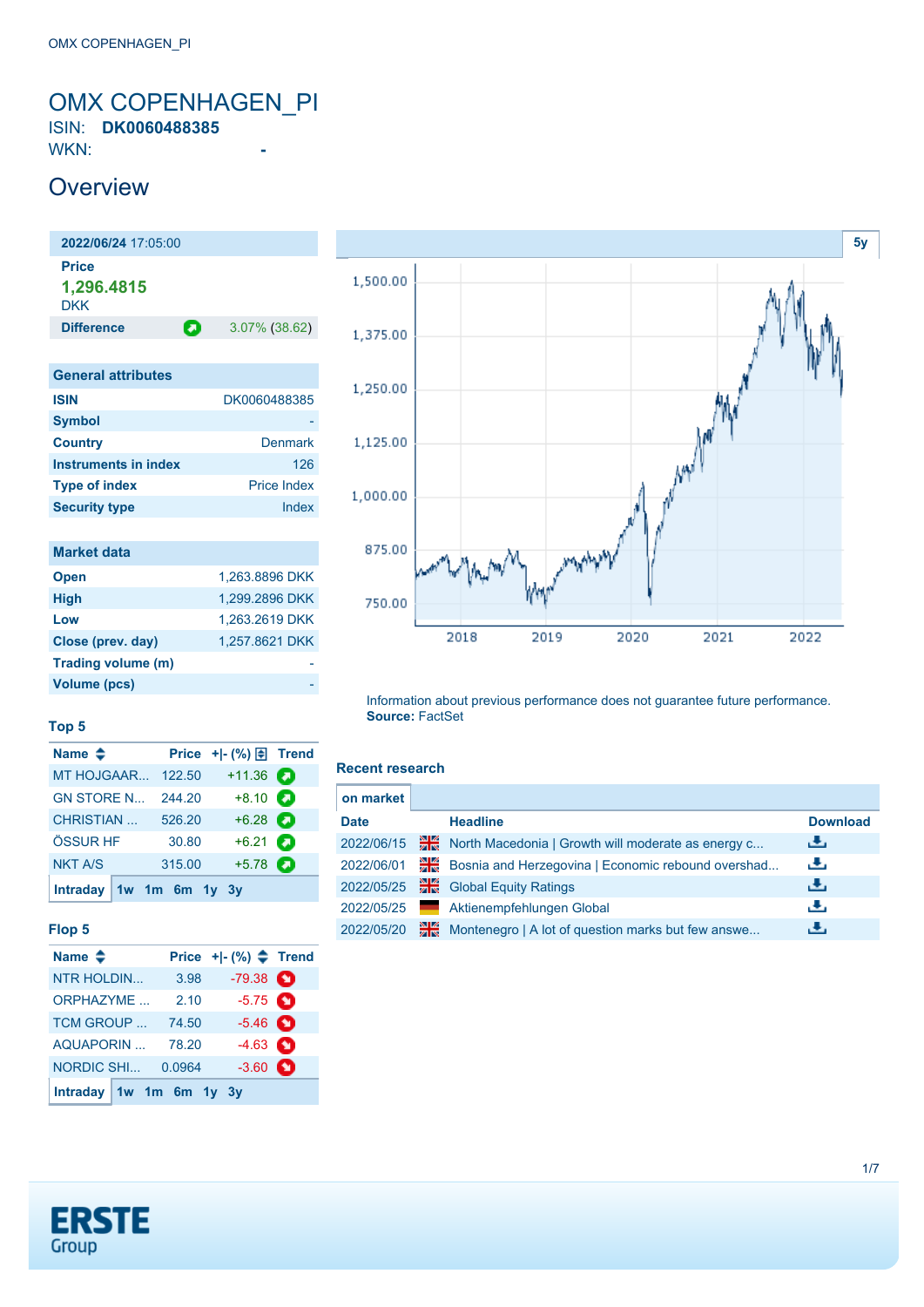# OMX COPENHAGEN_PI

ISIN: **DK0060488385**

WKN: -

## Overview

**2022/06/24** 17:05:00

**Price**

**1,296.4815**

DKK

| **Difference** | 3.07% (38.62) |
|---|---|

| General attributes | |
|---|---|
| **ISIN** | DK0060488385 |
| **Symbol** | - |
| **Country** | Denmark |
| **Instruments in index** | 126 |
| **Type of index** | Price Index |
| **Security type** | Index |

| Market data | |
|---|---|
| **Open** | 1,263.8896 DKK |
| **High** | 1,299.2896 DKK |
| **Low** | 1,263.2619 DKK |
| **Close (prev. day)** | 1,257.8621 DKK |
| **Trading volume (m)** | - |
| **Volume (pcs)** | - |

### Top 5

| Name | Price | +\|- (%) | Trend |
|---|---|---|---|
| MT HOJGAAR... | 122.50 | +11.36 | |
| GN STORE N... | 244.20 | +8.10 | |
| CHRISTIAN ... | 526.20 | +6.28 | |
| ÖSSUR HF | 30.80 | +6.21 | |
| NKT A/S | 315.00 | +5.78 | |

Intraday 1w 1m 6m 1y 3y

### Flop 5

| Name | Price | +\|- (%) | Trend |
|---|---|---|---|
| NTR HOLDIN... | 3.98 | -79.38 | |
| ORPHAZYME ... | 2.10 | -5.75 | |
| TCM GROUP ... | 74.50 | -5.46 | |
| AQUAPORIN ... | 78.20 | -4.63 | |
| NORDIC SHI... | 0.0964 | -3.60 | |

Intraday 1w 1m 6m 1y 3y

Information about previous performance does not guarantee future performance.
**Source:** FactSet

### Recent research

on market

| Date | Headline | Download |
|---|---|---|
| 2022/06/15 | North Macedonia \| Growth will moderate as energy c... | |
| 2022/06/01 | Bosnia and Herzegovina \| Economic rebound overshad... | |
| 2022/05/25 | Global Equity Ratings | |
| 2022/05/25 | Aktienempfehlungen Global | |
| 2022/05/20 | Montenegro \| A lot of question marks but few answe... | |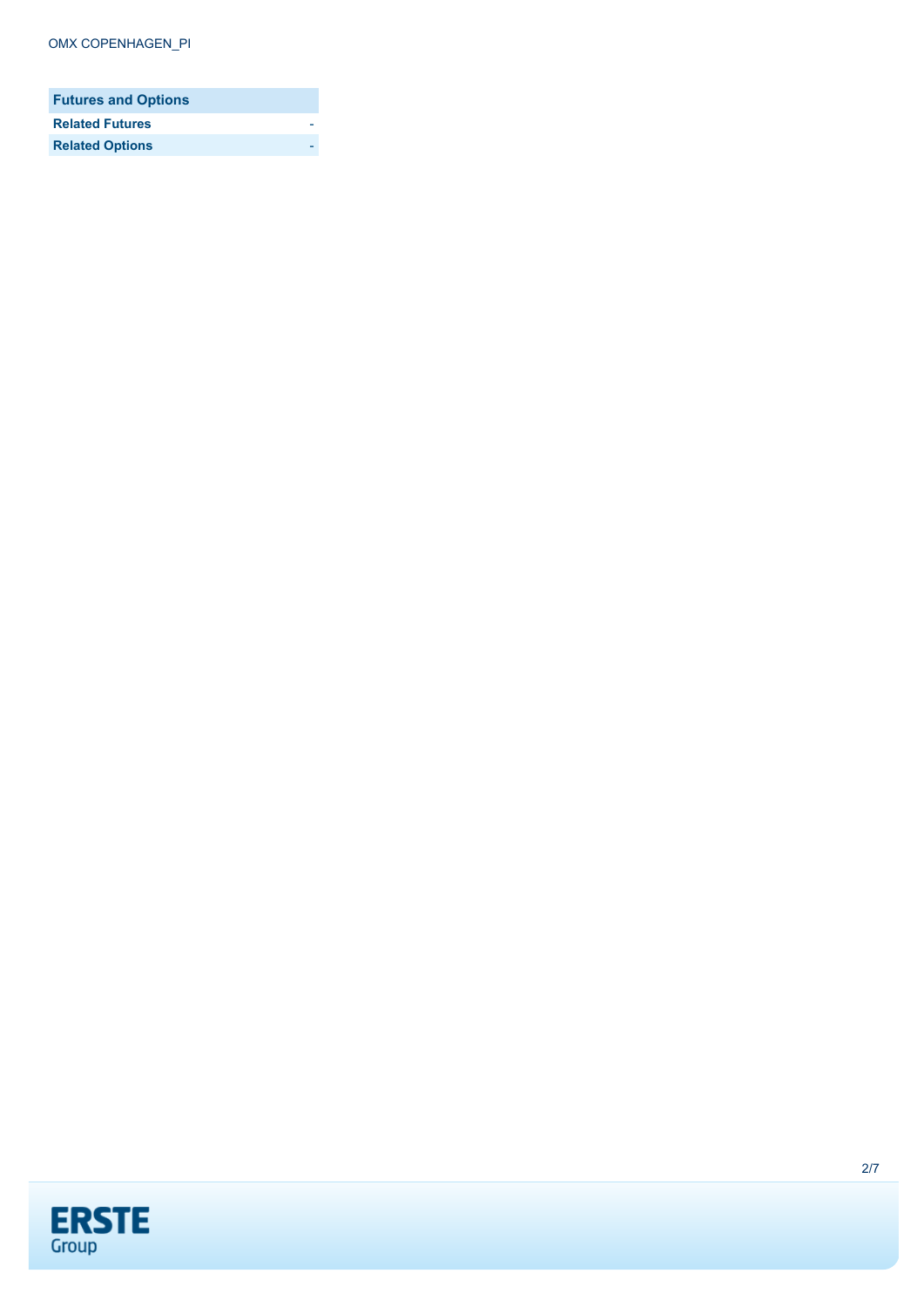| Futures and Options | |
| --- | --- |
| **Related Futures** | - |
| **Related Options** | - |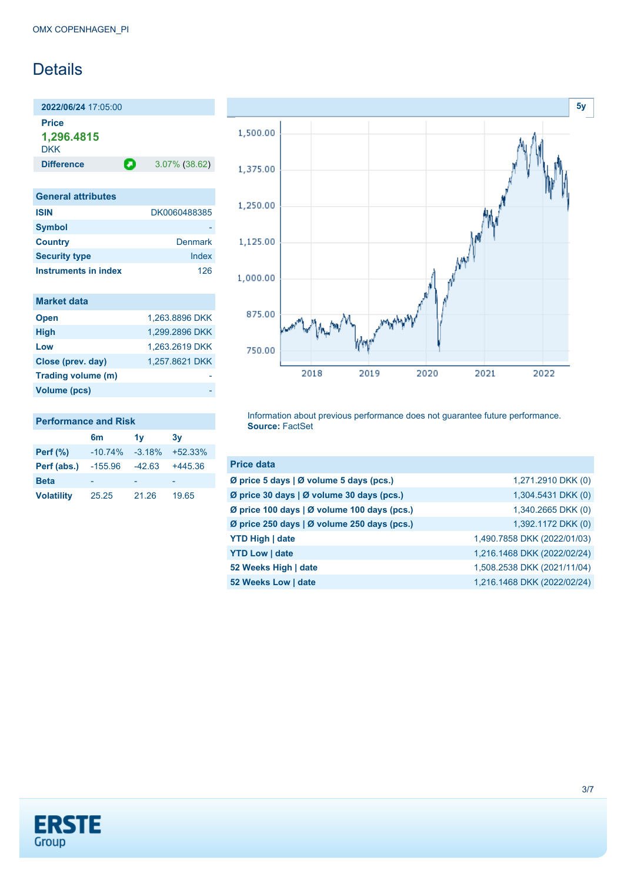OMX COPENHAGEN_PI

# Details

**2022/06/24** 17:05:00

**Price**

**1,296.4815**

DKK

| **Difference** | 3.07% (38.62) |
|---|---|

| General attributes | |
|---|---|
| **ISIN** | DK0060488385 |
| **Symbol** | - |
| **Country** | Denmark |
| **Security type** | Index |
| **Instruments in index** | 126 |

| Market data | |
|---|---|
| **Open** | 1,263.8896 DKK |
| **High** | 1,299.2896 DKK |
| **Low** | 1,263.2619 DKK |
| **Close (prev. day)** | 1,257.8621 DKK |
| **Trading volume (m)** | - |
| **Volume (pcs)** | - |

| Performance and Risk | 6m | 1y | 3y |
|---|---|---|---|
| **Perf (%)** | -10.74% | -3.18% | +52.33% |
| **Perf (abs.)** | -155.96 | -42.63 | +445.36 |
| **Beta** | - | - | - |
| **Volatility** | 25.25 | 21.26 | 19.65 |

Information about previous performance does not guarantee future performance.
**Source:** FactSet

| Price data | |
|---|---|
| **Ø price 5 days \| Ø volume 5 days (pcs.)** | 1,271.2910 DKK (0) |
| **Ø price 30 days \| Ø volume 30 days (pcs.)** | 1,304.5431 DKK (0) |
| **Ø price 100 days \| Ø volume 100 days (pcs.)** | 1,340.2665 DKK (0) |
| **Ø price 250 days \| Ø volume 250 days (pcs.)** | 1,392.1172 DKK (0) |
| **YTD High \| date** | 1,490.7858 DKK (2022/01/03) |
| **YTD Low \| date** | 1,216.1468 DKK (2022/02/24) |
| **52 Weeks High \| date** | 1,508.2538 DKK (2021/11/04) |
| **52 Weeks Low \| date** | 1,216.1468 DKK (2022/02/24) |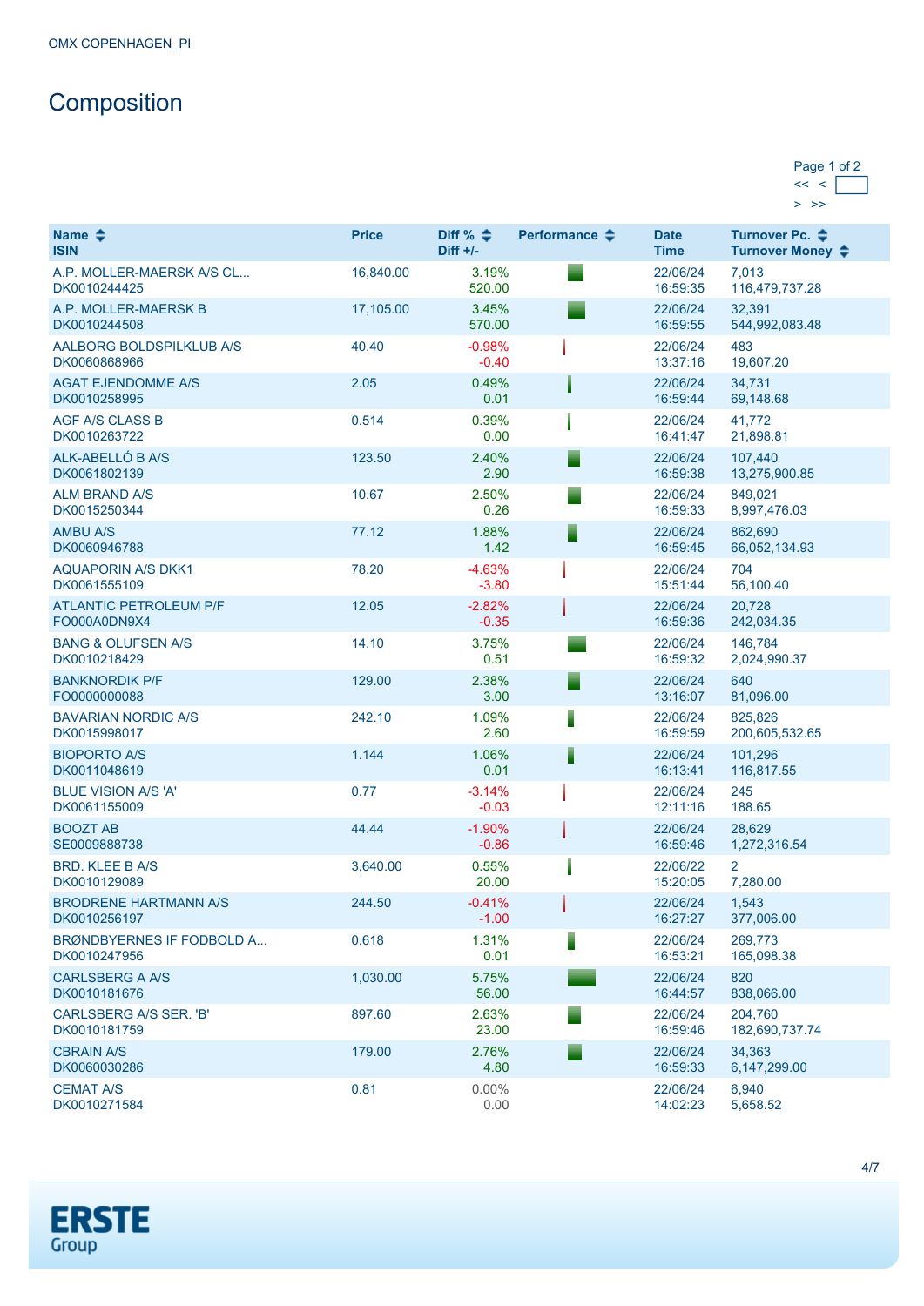OMX COPENHAGEN_PI

# Composition

Page 1 of 2

| Name<br>ISIN | Price | Diff %<br>Diff +/- | Performance | Date<br>Time | Turnover Pc.<br>Turnover Money |
|---|---|---|---|---|---|
| A.P. MOLLER-MAERSK A/S CL...<br>DK0010244425 | 16,840.00 | 3.19%<br>520.00 | | 22/06/24<br>16:59:35 | 7,013<br>116,479,737.28 |
| A.P. MOLLER-MAERSK B<br>DK0010244508 | 17,105.00 | 3.45%<br>570.00 | | 22/06/24<br>16:59:55 | 32,391<br>544,992,083.48 |
| AALBORG BOLDSPILKLUB A/S<br>DK0060868966 | 40.40 | -0.98%<br>-0.40 | | 22/06/24<br>13:37:16 | 483<br>19,607.20 |
| AGAT EJENDOMME A/S<br>DK0010258995 | 2.05 | 0.49%<br>0.01 | | 22/06/24<br>16:59:44 | 34,731<br>69,148.68 |
| AGF A/S CLASS B<br>DK0010263722 | 0.514 | 0.39%<br>0.00 | | 22/06/24<br>16:41:47 | 41,772<br>21,898.81 |
| ALK-ABELLÓ B A/S<br>DK0061802139 | 123.50 | 2.40%<br>2.90 | | 22/06/24<br>16:59:38 | 107,440<br>13,275,900.85 |
| ALM BRAND A/S<br>DK0015250344 | 10.67 | 2.50%<br>0.26 | | 22/06/24<br>16:59:33 | 849,021<br>8,997,476.03 |
| AMBU A/S<br>DK0060946788 | 77.12 | 1.88%<br>1.42 | | 22/06/24<br>16:59:45 | 862,690<br>66,052,134.93 |
| AQUAPORIN A/S DKK1<br>DK0061555109 | 78.20 | -4.63%<br>-3.80 | | 22/06/24<br>15:51:44 | 704<br>56,100.40 |
| ATLANTIC PETROLEUM P/F<br>FO000A0DN9X4 | 12.05 | -2.82%<br>-0.35 | | 22/06/24<br>16:59:36 | 20,728<br>242,034.35 |
| BANG & OLUFSEN A/S<br>DK0010218429 | 14.10 | 3.75%<br>0.51 | | 22/06/24<br>16:59:32 | 146,784<br>2,024,990.37 |
| BANKNORDIK P/F<br>FO0000000088 | 129.00 | 2.38%<br>3.00 | | 22/06/24<br>13:16:07 | 640<br>81,096.00 |
| BAVARIAN NORDIC A/S<br>DK0015998017 | 242.10 | 1.09%<br>2.60 | | 22/06/24<br>16:59:59 | 825,826<br>200,605,532.65 |
| BIOPORTO A/S<br>DK0011048619 | 1.144 | 1.06%<br>0.01 | | 22/06/24<br>16:13:41 | 101,296<br>116,817.55 |
| BLUE VISION A/S 'A'<br>DK0061155009 | 0.77 | -3.14%<br>-0.03 | | 22/06/24<br>12:11:16 | 245<br>188.65 |
| BOOZT AB<br>SE0009888738 | 44.44 | -1.90%<br>-0.86 | | 22/06/24<br>16:59:46 | 28,629<br>1,272,316.54 |
| BRD. KLEE B A/S<br>DK0010129089 | 3,640.00 | 0.55%<br>20.00 | | 22/06/22<br>15:20:05 | 2<br>7,280.00 |
| BRODRENE HARTMANN A/S<br>DK0010256197 | 244.50 | -0.41%<br>-1.00 | | 22/06/24<br>16:27:27 | 1,543<br>377,006.00 |
| BRØNDBYERNES IF FODBOLD A...<br>DK0010247956 | 0.618 | 1.31%<br>0.01 | | 22/06/24<br>16:53:21 | 269,773<br>165,098.38 |
| CARLSBERG A A/S<br>DK0010181676 | 1,030.00 | 5.75%<br>56.00 | | 22/06/24<br>16:44:57 | 820<br>838,066.00 |
| CARLSBERG A/S SER. 'B'<br>DK0010181759 | 897.60 | 2.63%<br>23.00 | | 22/06/24<br>16:59:46 | 204,760<br>182,690,737.74 |
| CBRAIN A/S<br>DK0060030286 | 179.00 | 2.76%<br>4.80 | | 22/06/24<br>16:59:33 | 34,363<br>6,147,299.00 |
| CEMAT A/S<br>DK0010271584 | 0.81 | 0.00%<br>0.00 | | 22/06/24<br>14:02:23 | 6,940<br>5,658.52 |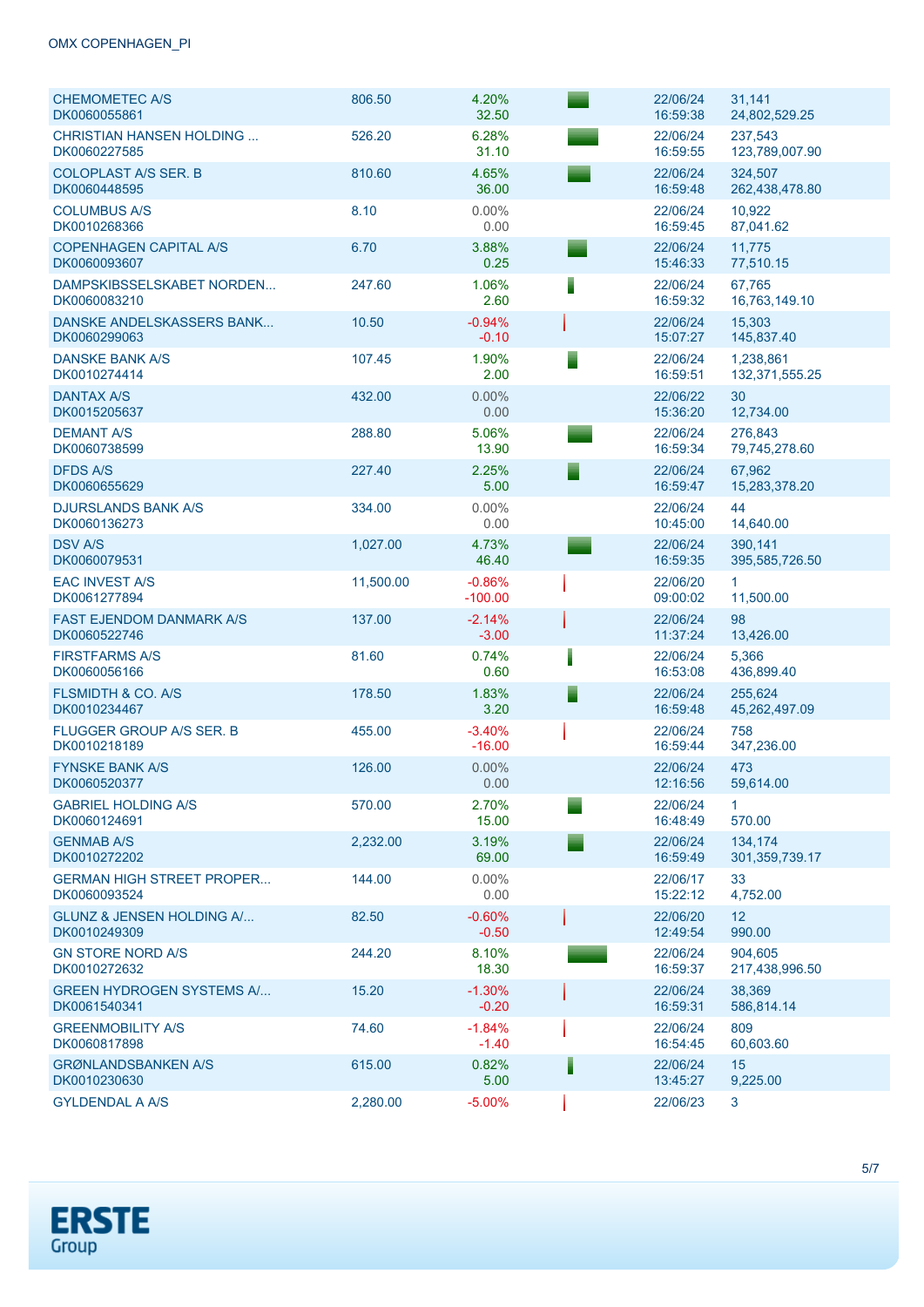| | | | | | |
|---|---|---|---|---|---|
| CHEMOMETEC A/S<br>DK0060055861 | 806.50 | 4.20%<br>32.50 | | 22/06/24<br>16:59:38 | 31,141<br>24,802,529.25 |
| CHRISTIAN HANSEN HOLDING ...<br>DK0060227585 | 526.20 | 6.28%<br>31.10 | | 22/06/24<br>16:59:55 | 237,543<br>123,789,007.90 |
| COLOPLAST A/S SER. B<br>DK0060448595 | 810.60 | 4.65%<br>36.00 | | 22/06/24<br>16:59:48 | 324,507<br>262,438,478.80 |
| COLUMBUS A/S<br>DK0010268366 | 8.10 | 0.00%<br>0.00 | | 22/06/24<br>16:59:45 | 10,922<br>87,041.62 |
| COPENHAGEN CAPITAL A/S<br>DK0060093607 | 6.70 | 3.88%<br>0.25 | | 22/06/24<br>15:46:33 | 11,775<br>77,510.15 |
| DAMPSKIBSSELSKABET NORDEN...<br>DK0060083210 | 247.60 | 1.06%<br>2.60 | | 22/06/24<br>16:59:32 | 67,765<br>16,763,149.10 |
| DANSKE ANDELSKASSERS BANK...<br>DK0060299063 | 10.50 | -0.94%<br>-0.10 | | 22/06/24<br>15:07:27 | 15,303<br>145,837.40 |
| DANSKE BANK A/S<br>DK0010274414 | 107.45 | 1.90%<br>2.00 | | 22/06/24<br>16:59:51 | 1,238,861<br>132,371,555.25 |
| DANTAX A/S<br>DK0015205637 | 432.00 | 0.00%<br>0.00 | | 22/06/22<br>15:36:20 | 30<br>12,734.00 |
| DEMANT A/S<br>DK0060738599 | 288.80 | 5.06%<br>13.90 | | 22/06/24<br>16:59:34 | 276,843<br>79,745,278.60 |
| DFDS A/S<br>DK0060655629 | 227.40 | 2.25%<br>5.00 | | 22/06/24<br>16:59:47 | 67,962<br>15,283,378.20 |
| DJURSLANDS BANK A/S<br>DK0060136273 | 334.00 | 0.00%<br>0.00 | | 22/06/24<br>10:45:00 | 44<br>14,640.00 |
| DSV A/S<br>DK0060079531 | 1,027.00 | 4.73%<br>46.40 | | 22/06/24<br>16:59:35 | 390,141<br>395,585,726.50 |
| EAC INVEST A/S<br>DK0061277894 | 11,500.00 | -0.86%<br>-100.00 | | 22/06/20<br>09:00:02 | 1<br>11,500.00 |
| FAST EJENDOM DANMARK A/S<br>DK0060522746 | 137.00 | -2.14%<br>-3.00 | | 22/06/24<br>11:37:24 | 98<br>13,426.00 |
| FIRSTFARMS A/S<br>DK0060056166 | 81.60 | 0.74%<br>0.60 | | 22/06/24<br>16:53:08 | 5,366<br>436,899.40 |
| FLSMIDTH & CO. A/S<br>DK0010234467 | 178.50 | 1.83%<br>3.20 | | 22/06/24<br>16:59:48 | 255,624<br>45,262,497.09 |
| FLUGGER GROUP A/S SER. B<br>DK0010218189 | 455.00 | -3.40%<br>-16.00 | | 22/06/24<br>16:59:44 | 758<br>347,236.00 |
| FYNSKE BANK A/S<br>DK0060520377 | 126.00 | 0.00%<br>0.00 | | 22/06/24<br>12:16:56 | 473<br>59,614.00 |
| GABRIEL HOLDING A/S<br>DK0060124691 | 570.00 | 2.70%<br>15.00 | | 22/06/24<br>16:48:49 | 1<br>570.00 |
| GENMAB A/S<br>DK0010272202 | 2,232.00 | 3.19%<br>69.00 | | 22/06/24<br>16:59:49 | 134,174<br>301,359,739.17 |
| GERMAN HIGH STREET PROPER...<br>DK0060093524 | 144.00 | 0.00%<br>0.00 | | 22/06/17<br>15:22:12 | 33<br>4,752.00 |
| GLUNZ & JENSEN HOLDING A/...<br>DK0010249309 | 82.50 | -0.60%<br>-0.50 | | 22/06/20<br>12:49:54 | 12<br>990.00 |
| GN STORE NORD A/S<br>DK0010272632 | 244.20 | 8.10%<br>18.30 | | 22/06/24<br>16:59:37 | 904,605<br>217,438,996.50 |
| GREEN HYDROGEN SYSTEMS A/...<br>DK0061540341 | 15.20 | -1.30%<br>-0.20 | | 22/06/24<br>16:59:31 | 38,369<br>586,814.14 |
| GREENMOBILITY A/S<br>DK0060817898 | 74.60 | -1.84%<br>-1.40 | | 22/06/24<br>16:54:45 | 809<br>60,603.60 |
| GRØNLANDSBANKEN A/S<br>DK0010230630 | 615.00 | 0.82%<br>5.00 | | 22/06/24<br>13:45:27 | 15<br>9,225.00 |
| GYLDENDAL A A/S | 2,280.00 | -5.00% | | 22/06/23 | 3 |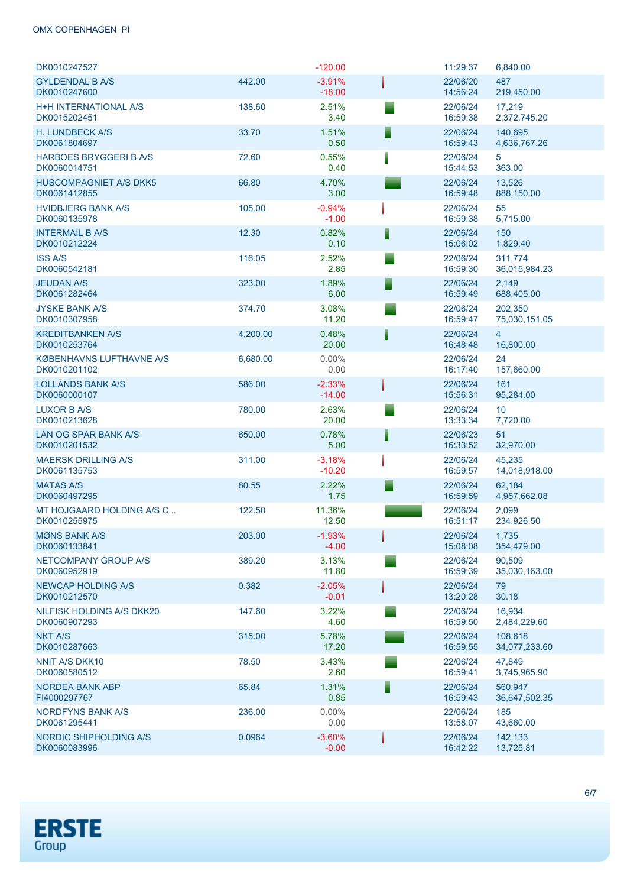OMX COPENHAGEN_PI

| Name | Last | Change | | Date/Time | Volume/Turnover |
|---|---|---|---|---|---|
| DK0010247527 | | -120.00 | | 11:29:37 | 6,840.00 |
| GYLDENDAL B A/S<br>DK0010247600 | 442.00 | -3.91%<br>-18.00 | | 22/06/20<br>14:56:24 | 487<br>219,450.00 |
| H+H INTERNATIONAL A/S<br>DK0015202451 | 138.60 | 2.51%<br>3.40 | | 22/06/24<br>16:59:38 | 17,219<br>2,372,745.20 |
| H. LUNDBECK A/S<br>DK0061804697 | 33.70 | 1.51%<br>0.50 | | 22/06/24<br>16:59:43 | 140,695<br>4,636,767.26 |
| HARBOES BRYGGERI B A/S<br>DK0060014751 | 72.60 | 0.55%<br>0.40 | | 22/06/24<br>15:44:53 | 5<br>363.00 |
| HUSCOMPAGNIET A/S DKK5<br>DK0061412855 | 66.80 | 4.70%<br>3.00 | | 22/06/24<br>16:59:48 | 13,526<br>888,150.00 |
| HVIDBJERG BANK A/S<br>DK0060135978 | 105.00 | -0.94%<br>-1.00 | | 22/06/24<br>16:59:38 | 55<br>5,715.00 |
| INTERMAIL B A/S<br>DK0010212224 | 12.30 | 0.82%<br>0.10 | | 22/06/24<br>15:06:02 | 150<br>1,829.40 |
| ISS A/S<br>DK0060542181 | 116.05 | 2.52%<br>2.85 | | 22/06/24<br>16:59:30 | 311,774<br>36,015,984.23 |
| JEUDAN A/S<br>DK0061282464 | 323.00 | 1.89%<br>6.00 | | 22/06/24<br>16:59:49 | 2,149<br>688,405.00 |
| JYSKE BANK A/S<br>DK0010307958 | 374.70 | 3.08%<br>11.20 | | 22/06/24<br>16:59:47 | 202,350<br>75,030,151.05 |
| KREDITBANKEN A/S<br>DK0010253764 | 4,200.00 | 0.48%<br>20.00 | | 22/06/24<br>16:48:48 | 4<br>16,800.00 |
| KØBENHAVNS LUFTHAVNE A/S<br>DK0010201102 | 6,680.00 | 0.00%<br>0.00 | | 22/06/24<br>16:17:40 | 24<br>157,660.00 |
| LOLLANDS BANK A/S<br>DK0060000107 | 586.00 | -2.33%<br>-14.00 | | 22/06/24<br>15:56:31 | 161<br>95,284.00 |
| LUXOR B A/S<br>DK0010213628 | 780.00 | 2.63%<br>20.00 | | 22/06/24<br>13:33:34 | 10<br>7,720.00 |
| LÅN OG SPAR BANK A/S<br>DK0010201532 | 650.00 | 0.78%<br>5.00 | | 22/06/23<br>16:33:52 | 51<br>32,970.00 |
| MAERSK DRILLING A/S<br>DK0061135753 | 311.00 | -3.18%<br>-10.20 | | 22/06/24<br>16:59:57 | 45,235<br>14,018,918.00 |
| MATAS A/S<br>DK0060497295 | 80.55 | 2.22%<br>1.75 | | 22/06/24<br>16:59:59 | 62,184<br>4,957,662.08 |
| MT HOJGAARD HOLDING A/S C...<br>DK0010255975 | 122.50 | 11.36%<br>12.50 | | 22/06/24<br>16:51:17 | 2,099<br>234,926.50 |
| MØNS BANK A/S<br>DK0060133841 | 203.00 | -1.93%<br>-4.00 | | 22/06/24<br>15:08:08 | 1,735<br>354,479.00 |
| NETCOMPANY GROUP A/S<br>DK0060952919 | 389.20 | 3.13%<br>11.80 | | 22/06/24<br>16:59:39 | 90,509<br>35,030,163.00 |
| NEWCAP HOLDING A/S<br>DK0010212570 | 0.382 | -2.05%<br>-0.01 | | 22/06/24<br>13:20:28 | 79<br>30.18 |
| NILFISK HOLDING A/S DKK20<br>DK0060907293 | 147.60 | 3.22%<br>4.60 | | 22/06/24<br>16:59:50 | 16,934<br>2,484,229.60 |
| NKT A/S<br>DK0010287663 | 315.00 | 5.78%<br>17.20 | | 22/06/24<br>16:59:55 | 108,618<br>34,077,233.60 |
| NNIT A/S DKK10<br>DK0060580512 | 78.50 | 3.43%<br>2.60 | | 22/06/24<br>16:59:41 | 47,849<br>3,745,965.90 |
| NORDEA BANK ABP<br>FI4000297767 | 65.84 | 1.31%<br>0.85 | | 22/06/24<br>16:59:43 | 560,947<br>36,647,502.35 |
| NORDFYNS BANK A/S<br>DK0061295441 | 236.00 | 0.00%<br>0.00 | | 22/06/24<br>13:58:07 | 185<br>43,660.00 |
| NORDIC SHIPHOLDING A/S<br>DK0060083996 | 0.0964 | -3.60%<br>-0.00 | | 22/06/24<br>16:42:22 | 142,133<br>13,725.81 |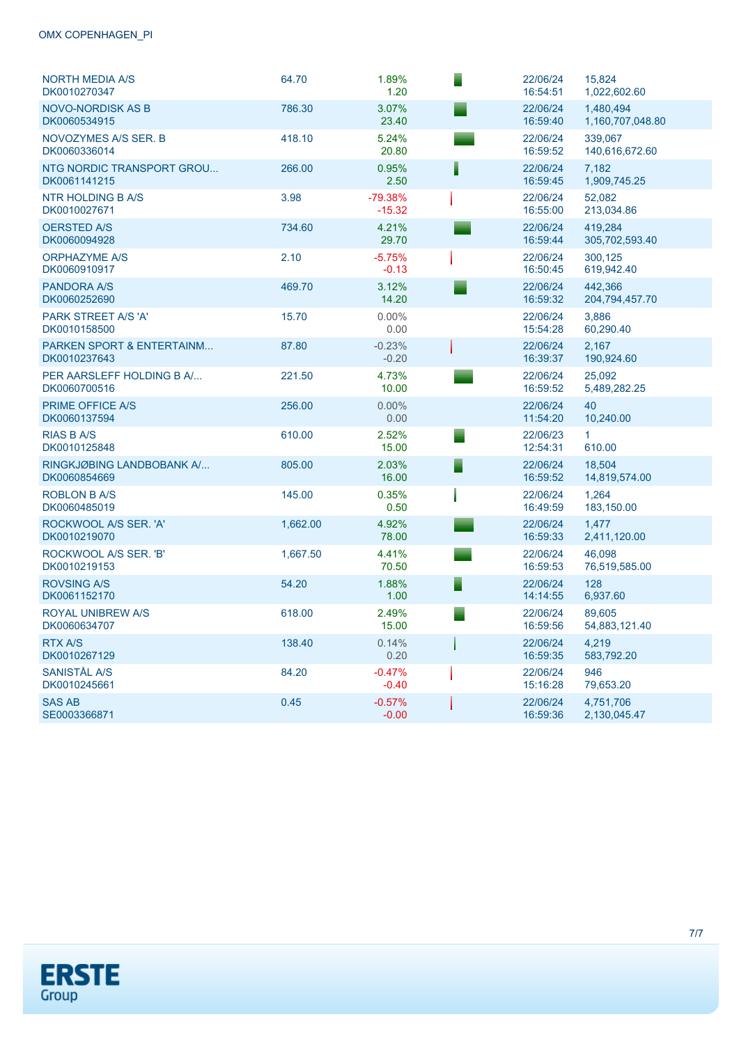| | | | | | |
|---|---|---|---|---|---|
| NORTH MEDIA A/S<br>DK0010270347 | 64.70 | 1.89%<br>1.20 | | 22/06/24<br>16:54:51 | 15,824<br>1,022,602.60 |
| NOVO-NORDISK AS B<br>DK0060534915 | 786.30 | 3.07%<br>23.40 | | 22/06/24<br>16:59:40 | 1,480,494<br>1,160,707,048.80 |
| NOVOZYMES A/S SER. B<br>DK0060336014 | 418.10 | 5.24%<br>20.80 | | 22/06/24<br>16:59:52 | 339,067<br>140,616,672.60 |
| NTG NORDIC TRANSPORT GROU...<br>DK0061141215 | 266.00 | 0.95%<br>2.50 | | 22/06/24<br>16:59:45 | 7,182<br>1,909,745.25 |
| NTR HOLDING B A/S<br>DK0010027671 | 3.98 | -79.38%<br>-15.32 | | 22/06/24<br>16:55:00 | 52,082<br>213,034.86 |
| OERSTED A/S<br>DK0060094928 | 734.60 | 4.21%<br>29.70 | | 22/06/24<br>16:59:44 | 419,284<br>305,702,593.40 |
| ORPHAZYME A/S<br>DK0060910917 | 2.10 | -5.75%<br>-0.13 | | 22/06/24<br>16:50:45 | 300,125<br>619,942.40 |
| PANDORA A/S<br>DK0060252690 | 469.70 | 3.12%<br>14.20 | | 22/06/24<br>16:59:32 | 442,366<br>204,794,457.70 |
| PARK STREET A/S 'A'<br>DK0010158500 | 15.70 | 0.00%<br>0.00 | | 22/06/24<br>15:54:28 | 3,886<br>60,290.40 |
| PARKEN SPORT & ENTERTAINM...<br>DK0010237643 | 87.80 | -0.23%<br>-0.20 | | 22/06/24<br>16:39:37 | 2,167<br>190,924.60 |
| PER AARSLEFF HOLDING B A/...<br>DK0060700516 | 221.50 | 4.73%<br>10.00 | | 22/06/24<br>16:59:52 | 25,092<br>5,489,282.25 |
| PRIME OFFICE A/S<br>DK0060137594 | 256.00 | 0.00%<br>0.00 | | 22/06/24<br>11:54:20 | 40<br>10,240.00 |
| RIAS B A/S<br>DK0010125848 | 610.00 | 2.52%<br>15.00 | | 22/06/23<br>12:54:31 | 1<br>610.00 |
| RINGKJØBING LANDBOBANK A/...<br>DK0060854669 | 805.00 | 2.03%<br>16.00 | | 22/06/24<br>16:59:52 | 18,504<br>14,819,574.00 |
| ROBLON B A/S<br>DK0060485019 | 145.00 | 0.35%<br>0.50 | | 22/06/24<br>16:49:59 | 1,264<br>183,150.00 |
| ROCKWOOL A/S SER. 'A'<br>DK0010219070 | 1,662.00 | 4.92%<br>78.00 | | 22/06/24<br>16:59:33 | 1,477<br>2,411,120.00 |
| ROCKWOOL A/S SER. 'B'<br>DK0010219153 | 1,667.50 | 4.41%<br>70.50 | | 22/06/24<br>16:59:53 | 46,098<br>76,519,585.00 |
| ROVSING A/S<br>DK0061152170 | 54.20 | 1.88%<br>1.00 | | 22/06/24<br>14:14:55 | 128<br>6,937.60 |
| ROYAL UNIBREW A/S<br>DK0060634707 | 618.00 | 2.49%<br>15.00 | | 22/06/24<br>16:59:56 | 89,605<br>54,883,121.40 |
| RTX A/S<br>DK0010267129 | 138.40 | 0.14%<br>0.20 | | 22/06/24<br>16:59:35 | 4,219<br>583,792.20 |
| SANISTÅL A/S<br>DK0010245661 | 84.20 | -0.47%<br>-0.40 | | 22/06/24<br>15:16:28 | 946<br>79,653.20 |
| SAS AB<br>SE0003366871 | 0.45 | -0.57%<br>-0.00 | | 22/06/24<br>16:59:36 | 4,751,706<br>2,130,045.47 |